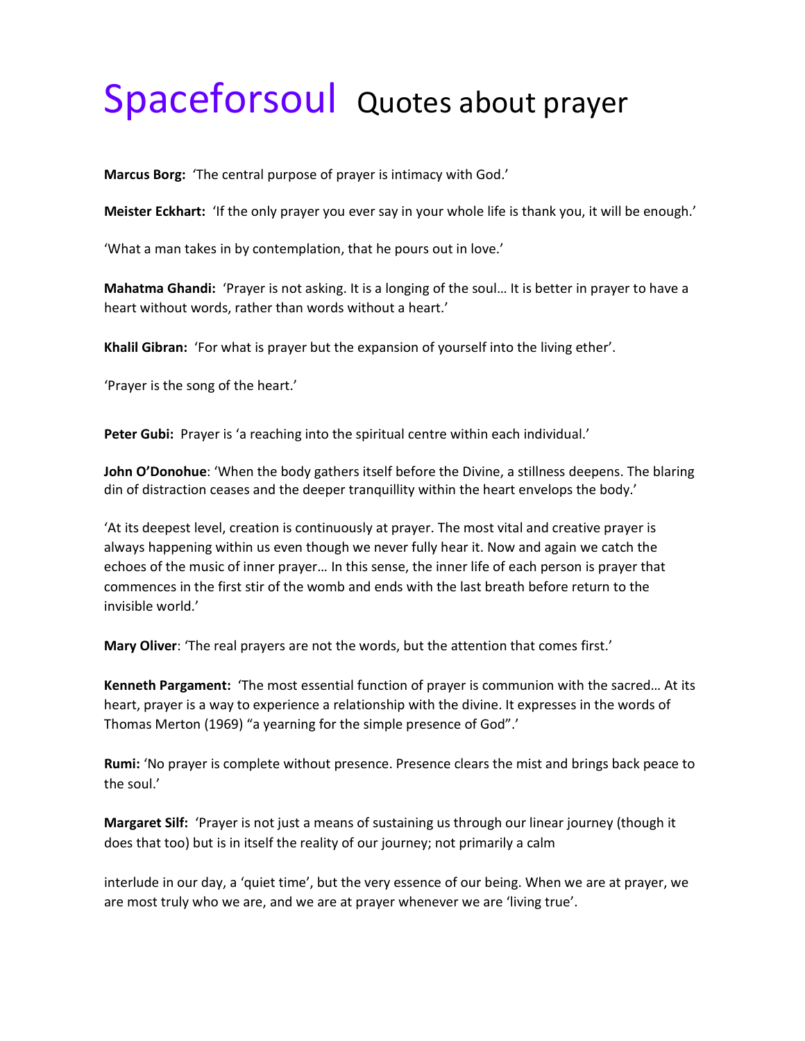# Spaceforsoul Quotes about prayer

**Marcus Borg:** 'The central purpose of prayer is intimacy with God.'

**Meister Eckhart:** 'If the only prayer you ever say in your whole life is thank you, it will be enough.'

'What a man takes in by contemplation, that he pours out in love.'

**Mahatma Ghandi:** 'Prayer is not asking. It is a longing of the soul… It is better in prayer to have a heart without words, rather than words without a heart.'

**Khalil Gibran:** 'For what is prayer but the expansion of yourself into the living ether'.

'Prayer is the song of the heart.'

**Peter Gubi:** Prayer is 'a reaching into the spiritual centre within each individual.'

**John O'Donohue**: 'When the body gathers itself before the Divine, a stillness deepens. The blaring din of distraction ceases and the deeper tranquillity within the heart envelops the body.'

'At its deepest level, creation is continuously at prayer. The most vital and creative prayer is always happening within us even though we never fully hear it. Now and again we catch the echoes of the music of inner prayer… In this sense, the inner life of each person is prayer that commences in the first stir of the womb and ends with the last breath before return to the invisible world.'

**Mary Oliver**: 'The real prayers are not the words, but the attention that comes first.'

**Kenneth Pargament:** 'The most essential function of prayer is communion with the sacred… At its heart, prayer is a way to experience a relationship with the divine. It expresses in the words of Thomas Merton (1969) "a yearning for the simple presence of God".'

**Rumi:** 'No prayer is complete without presence. Presence clears the mist and brings back peace to the soul.'

**Margaret Silf:** 'Prayer is not just a means of sustaining us through our linear journey (though it does that too) but is in itself the reality of our journey; not primarily a calm interlude in our day, a 'quiet time', but the very essence of our being. When we are at prayer, we are most truly who we are, and we are at prayer whenever we are 'living true'.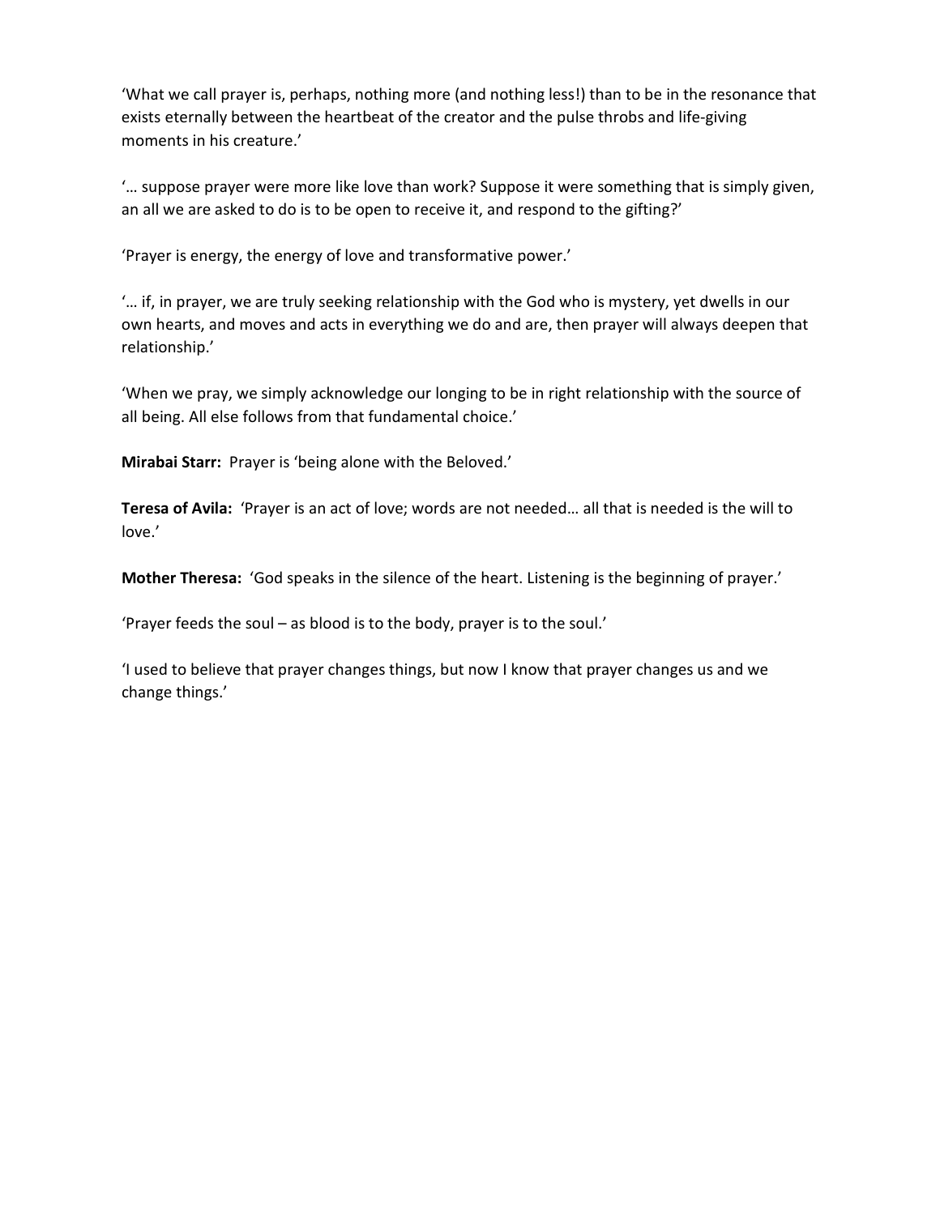'What we call prayer is, perhaps, nothing more (and nothing less!) than to be in the resonance that exists eternally between the heartbeat of the creator and the pulse throbs and life-giving moments in his creature.'

'… suppose prayer were more like love than work? Suppose it were something that is simply given, an all we are asked to do is to be open to receive it, and respond to the gifting?'

'Prayer is energy, the energy of love and transformative power.'

'… if, in prayer, we are truly seeking relationship with the God who is mystery, yet dwells in our own hearts, and moves and acts in everything we do and are, then prayer will always deepen that relationship.'

'When we pray, we simply acknowledge our longing to be in right relationship with the source of all being. All else follows from that fundamental choice.'

**Mirabai Starr:** Prayer is 'being alone with the Beloved.'

**Teresa of Avila:** 'Prayer is an act of love; words are not needed… all that is needed is the will to love.'

**Mother Theresa:** 'God speaks in the silence of the heart. Listening is the beginning of prayer.'

'Prayer feeds the soul – as blood is to the body, prayer is to the soul.'

'I used to believe that prayer changes things, but now I know that prayer changes us and we change things.'